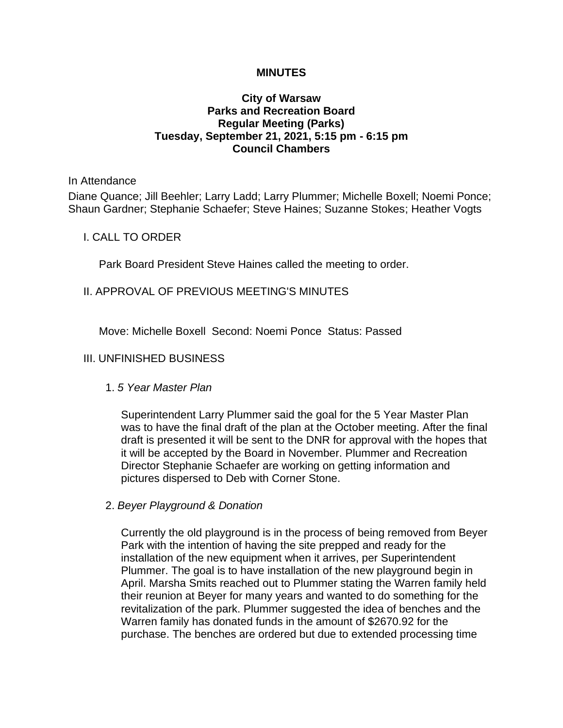# MINUTES

## City of Warsaw
## Parks and Recreation Board
## Regular Meeting (Parks)
## Tuesday, September 21, 2021, 5:15 pm - 6:15 pm
## Council Chambers

In Attendance

Diane Quance; Jill Beehler; Larry Ladd; Larry Plummer; Michelle Boxell; Noemi Ponce; Shaun Gardner; Stephanie Schaefer; Steve Haines; Suzanne Stokes; Heather Vogts

I. CALL TO ORDER

Park Board President Steve Haines called the meeting to order.

II. APPROVAL OF PREVIOUS MEETING'S MINUTES

Move: Michelle Boxell Second: Noemi Ponce Status: Passed

III. UNFINISHED BUSINESS

1. *5 Year Master Plan*

Superintendent Larry Plummer said the goal for the 5 Year Master Plan was to have the final draft of the plan at the October meeting. After the final draft is presented it will be sent to the DNR for approval with the hopes that it will be accepted by the Board in November. Plummer and Recreation Director Stephanie Schaefer are working on getting information and pictures dispersed to Deb with Corner Stone.

2. *Beyer Playground & Donation*

Currently the old playground is in the process of being removed from Beyer Park with the intention of having the site prepped and ready for the installation of the new equipment when it arrives, per Superintendent Plummer. The goal is to have installation of the new playground begin in April. Marsha Smits reached out to Plummer stating the Warren family held their reunion at Beyer for many years and wanted to do something for the revitalization of the park. Plummer suggested the idea of benches and the Warren family has donated funds in the amount of $2670.92 for the purchase. The benches are ordered but due to extended processing time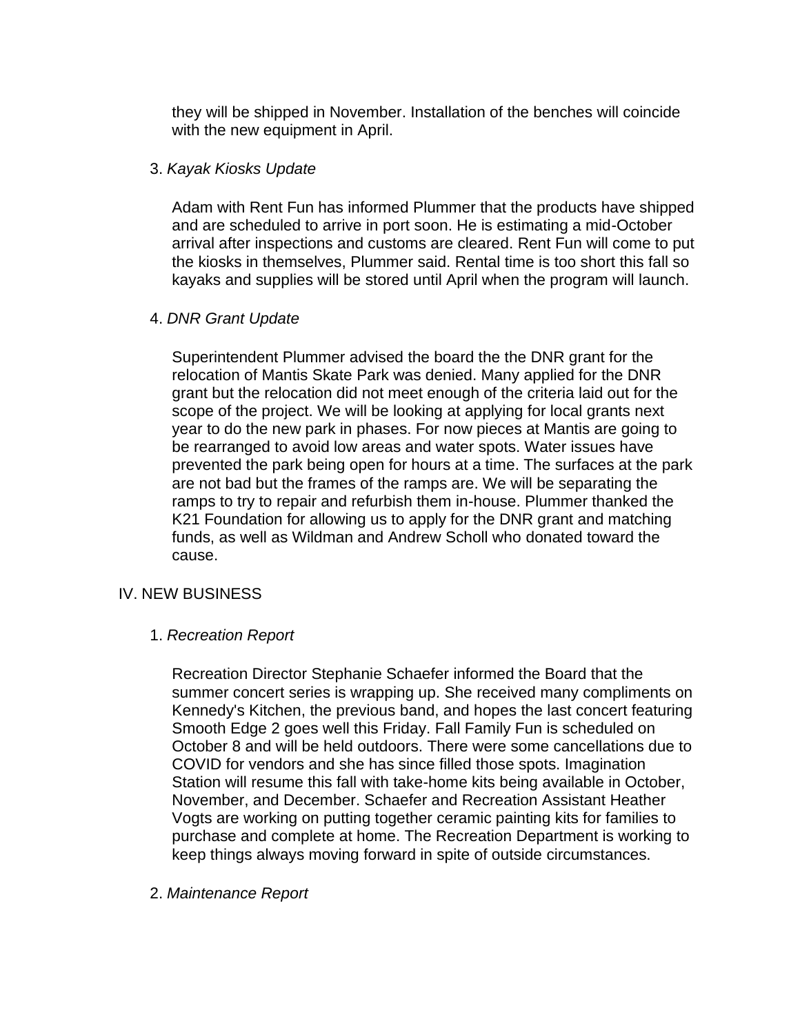they will be shipped in November. Installation of the benches will coincide with the new equipment in April.

3. *Kayak Kiosks Update*

   Adam with Rent Fun has informed Plummer that the products have shipped and are scheduled to arrive in port soon. He is estimating a mid-October arrival after inspections and customs are cleared. Rent Fun will come to put the kiosks in themselves, Plummer said. Rental time is too short this fall so kayaks and supplies will be stored until April when the program will launch.

4. *DNR Grant Update*

   Superintendent Plummer advised the board the the DNR grant for the relocation of Mantis Skate Park was denied. Many applied for the DNR grant but the relocation did not meet enough of the criteria laid out for the scope of the project. We will be looking at applying for local grants next year to do the new park in phases. For now pieces at Mantis are going to be rearranged to avoid low areas and water spots. Water issues have prevented the park being open for hours at a time. The surfaces at the park are not bad but the frames of the ramps are. We will be separating the ramps to try to repair and refurbish them in-house. Plummer thanked the K21 Foundation for allowing us to apply for the DNR grant and matching funds, as well as Wildman and Andrew Scholl who donated toward the cause.

IV. NEW BUSINESS

1. *Recreation Report*

   Recreation Director Stephanie Schaefer informed the Board that the summer concert series is wrapping up. She received many compliments on Kennedy's Kitchen, the previous band, and hopes the last concert featuring Smooth Edge 2 goes well this Friday. Fall Family Fun is scheduled on October 8 and will be held outdoors. There were some cancellations due to COVID for vendors and she has since filled those spots. Imagination Station will resume this fall with take-home kits being available in October, November, and December. Schaefer and Recreation Assistant Heather Vogts are working on putting together ceramic painting kits for families to purchase and complete at home. The Recreation Department is working to keep things always moving forward in spite of outside circumstances.

2. *Maintenance Report*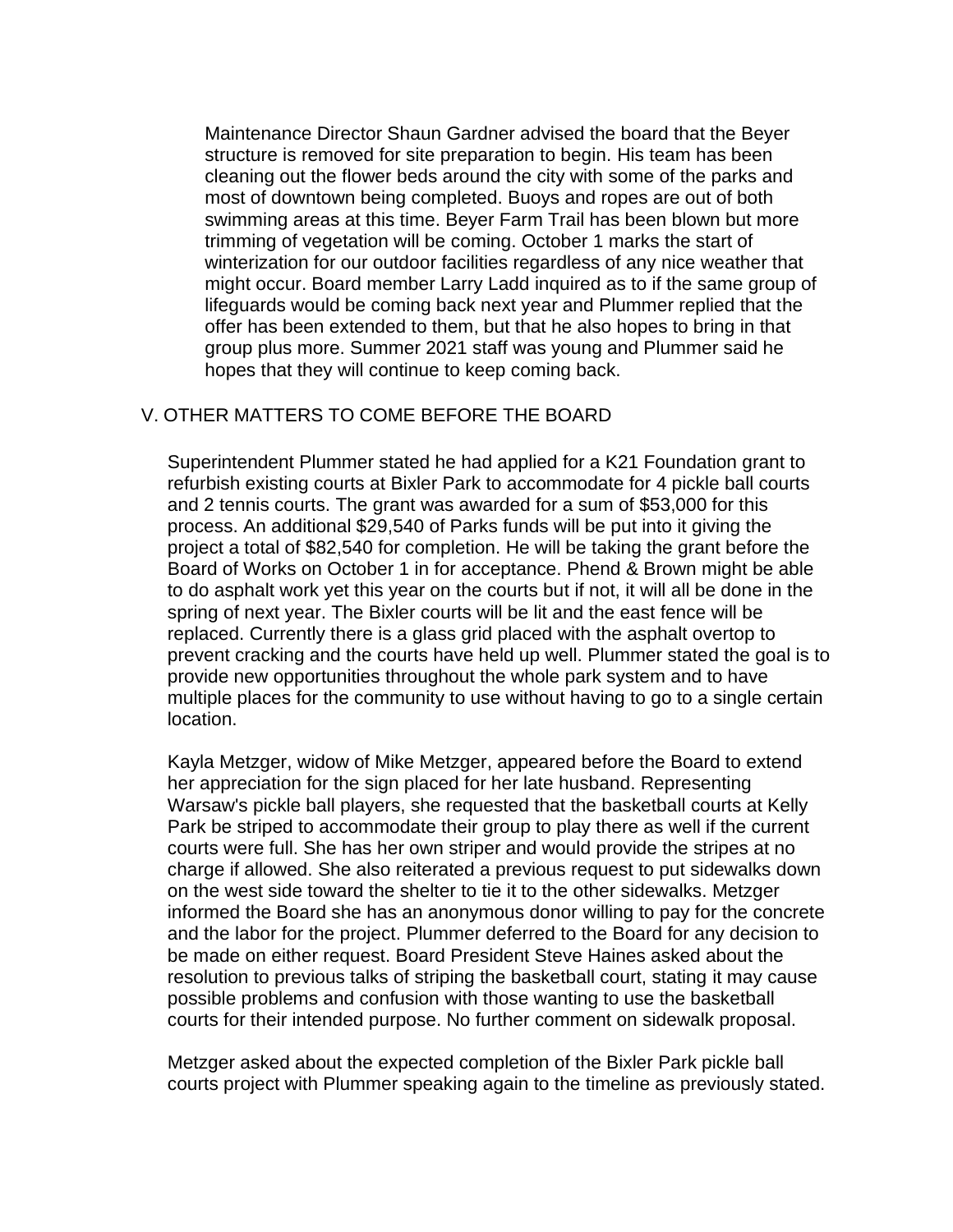Maintenance Director Shaun Gardner advised the board that the Beyer structure is removed for site preparation to begin. His team has been cleaning out the flower beds around the city with some of the parks and most of downtown being completed. Buoys and ropes are out of both swimming areas at this time. Beyer Farm Trail has been blown but more trimming of vegetation will be coming. October 1 marks the start of winterization for our outdoor facilities regardless of any nice weather that might occur. Board member Larry Ladd inquired as to if the same group of lifeguards would be coming back next year and Plummer replied that the offer has been extended to them, but that he also hopes to bring in that group plus more. Summer 2021 staff was young and Plummer said he hopes that they will continue to keep coming back.

## V. OTHER MATTERS TO COME BEFORE THE BOARD

Superintendent Plummer stated he had applied for a K21 Foundation grant to refurbish existing courts at Bixler Park to accommodate for 4 pickle ball courts and 2 tennis courts. The grant was awarded for a sum of $53,000 for this process. An additional $29,540 of Parks funds will be put into it giving the project a total of $82,540 for completion. He will be taking the grant before the Board of Works on October 1 in for acceptance. Phend & Brown might be able to do asphalt work yet this year on the courts but if not, it will all be done in the spring of next year. The Bixler courts will be lit and the east fence will be replaced. Currently there is a glass grid placed with the asphalt overtop to prevent cracking and the courts have held up well. Plummer stated the goal is to provide new opportunities throughout the whole park system and to have multiple places for the community to use without having to go to a single certain location.

Kayla Metzger, widow of Mike Metzger, appeared before the Board to extend her appreciation for the sign placed for her late husband. Representing Warsaw's pickle ball players, she requested that the basketball courts at Kelly Park be striped to accommodate their group to play there as well if the current courts were full. She has her own striper and would provide the stripes at no charge if allowed. She also reiterated a previous request to put sidewalks down on the west side toward the shelter to tie it to the other sidewalks. Metzger informed the Board she has an anonymous donor willing to pay for the concrete and the labor for the project. Plummer deferred to the Board for any decision to be made on either request. Board President Steve Haines asked about the resolution to previous talks of striping the basketball court, stating it may cause possible problems and confusion with those wanting to use the basketball courts for their intended purpose. No further comment on sidewalk proposal.

Metzger asked about the expected completion of the Bixler Park pickle ball courts project with Plummer speaking again to the timeline as previously stated.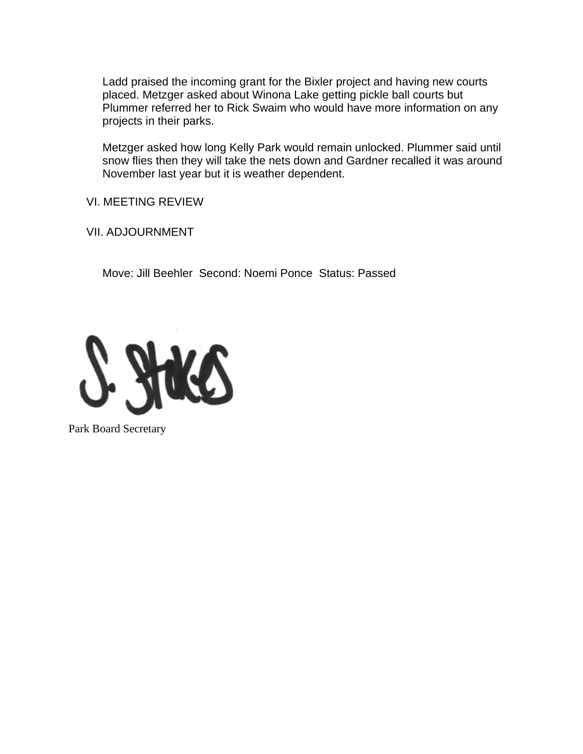Ladd praised the incoming grant for the Bixler project and having new courts placed. Metzger asked about Winona Lake getting pickle ball courts but Plummer referred her to Rick Swaim who would have more information on any projects in their parks.

Metzger asked how long Kelly Park would remain unlocked. Plummer said until snow flies then they will take the nets down and Gardner recalled it was around November last year but it is weather dependent.

## VI. MEETING REVIEW

## VII. ADJOURNMENT

Move: Jill Beehler  Second: Noemi Ponce  Status: Passed

S. Stokes

Park Board Secretary